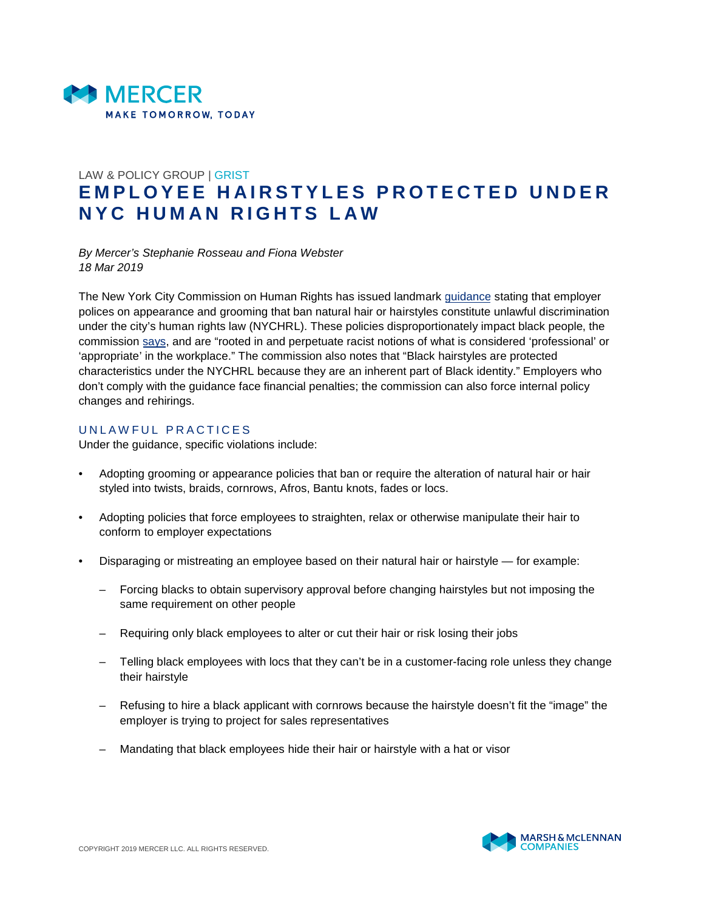MERCER
MAKE TOMORROW, TODAY

LAW & POLICY GROUP | GRIST

# EMPLOYEE HAIRSTYLES PROTECTED UNDER NYC HUMAN RIGHTS LAW

*By Mercer's Stephanie Rosseau and Fiona Webster*
*18 Mar 2019*

The New York City Commission on Human Rights has issued landmark guidance stating that employer polices on appearance and grooming that ban natural hair or hairstyles constitute unlawful discrimination under the city's human rights law (NYCHRL). These policies disproportionately impact black people, the commission says, and are "rooted in and perpetuate racist notions of what is considered 'professional' or 'appropriate' in the workplace." The commission also notes that "Black hairstyles are protected characteristics under the NYCHRL because they are an inherent part of Black identity." Employers who don't comply with the guidance face financial penalties; the commission can also force internal policy changes and rehirings.

## UNLAWFUL PRACTICES

Under the guidance, specific violations include:

- Adopting grooming or appearance policies that ban or require the alteration of natural hair or hair styled into twists, braids, cornrows, Afros, Bantu knots, fades or locs.
- Adopting policies that force employees to straighten, relax or otherwise manipulate their hair to conform to employer expectations
- Disparaging or mistreating an employee based on their natural hair or hairstyle — for example:
  - Forcing blacks to obtain supervisory approval before changing hairstyles but not imposing the same requirement on other people
  - Requiring only black employees to alter or cut their hair or risk losing their jobs
  - Telling black employees with locs that they can't be in a customer-facing role unless they change their hairstyle
  - Refusing to hire a black applicant with cornrows because the hairstyle doesn't fit the "image" the employer is trying to project for sales representatives
  - Mandating that black employees hide their hair or hairstyle with a hat or visor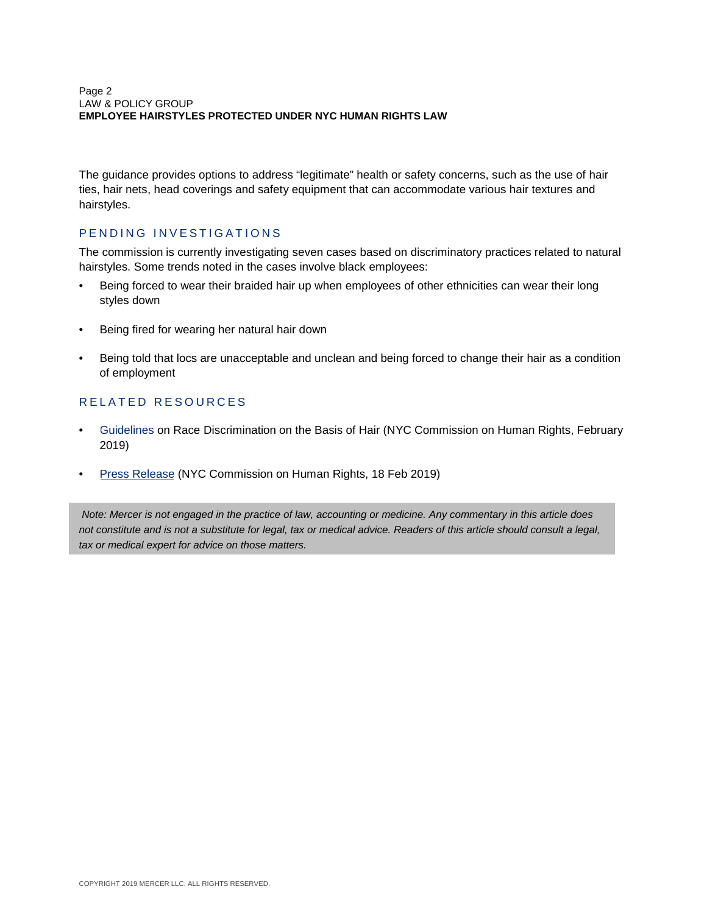The guidance provides options to address “legitimate” health or safety concerns, such as the use of hair ties, hair nets, head coverings and safety equipment that can accommodate various hair textures and hairstyles.

## PENDING INVESTIGATIONS

The commission is currently investigating seven cases based on discriminatory practices related to natural hairstyles. Some trends noted in the cases involve black employees:

- Being forced to wear their braided hair up when employees of other ethnicities can wear their long styles down
- Being fired for wearing her natural hair down
- Being told that locs are unacceptable and unclean and being forced to change their hair as a condition of employment

## RELATED RESOURCES

- Guidelines on Race Discrimination on the Basis of Hair (NYC Commission on Human Rights, February 2019)
- Press Release (NYC Commission on Human Rights, 18 Feb 2019)

*Note: Mercer is not engaged in the practice of law, accounting or medicine. Any commentary in this article does not constitute and is not a substitute for legal, tax or medical advice. Readers of this article should consult a legal, tax or medical expert for advice on those matters.*

COPYRIGHT 2019 MERCER LLC. ALL RIGHTS RESERVED.